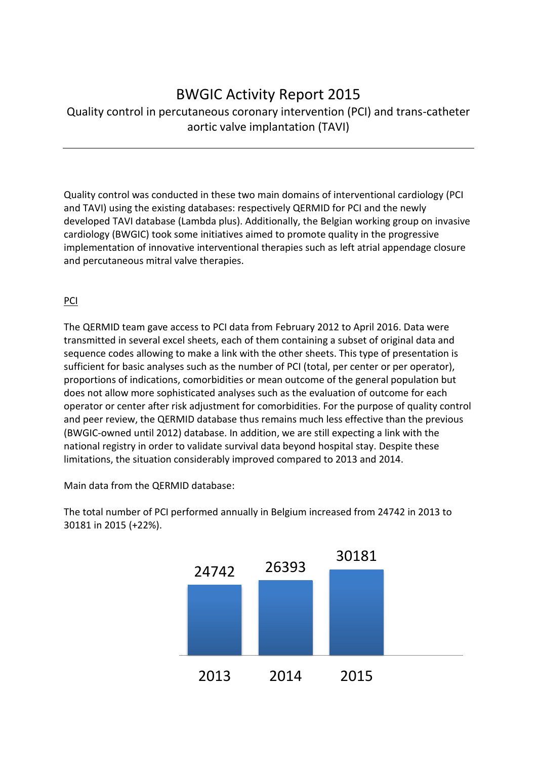# BWGIC Activity Report 2015

## Quality control in percutaneous coronary intervention (PCI) and trans-catheter aortic valve implantation (TAVI)

---

Quality control was conducted in these two main domains of interventional cardiology (PCI and TAVI) using the existing databases: respectively QERMID for PCI and the newly developed TAVI database (Lambda plus). Additionally, the Belgian working group on invasive cardiology (BWGIC) took some initiatives aimed to promote quality in the progressive implementation of innovative interventional therapies such as left atrial appendage closure and percutaneous mitral valve therapies.

### PCI

The QERMID team gave access to PCI data from February 2012 to April 2016. Data were transmitted in several excel sheets, each of them containing a subset of original data and sequence codes allowing to make a link with the other sheets. This type of presentation is sufficient for basic analyses such as the number of PCI (total, per center or per operator), proportions of indications, comorbidities or mean outcome of the general population but does not allow more sophisticated analyses such as the evaluation of outcome for each operator or center after risk adjustment for comorbidities. For the purpose of quality control and peer review, the QERMID database thus remains much less effective than the previous (BWGIC-owned until 2012) database. In addition, we are still expecting a link with the national registry in order to validate survival data beyond hospital stay. Despite these limitations, the situation considerably improved compared to 2013 and 2014.

Main data from the QERMID database:

The total number of PCI performed annually in Belgium increased from 24742 in 2013 to 30181 in 2015 (+22%).

| 2013 | 2014 | 2015 |
| --- | --- | --- |
| 24742 | 26393 | 30181 |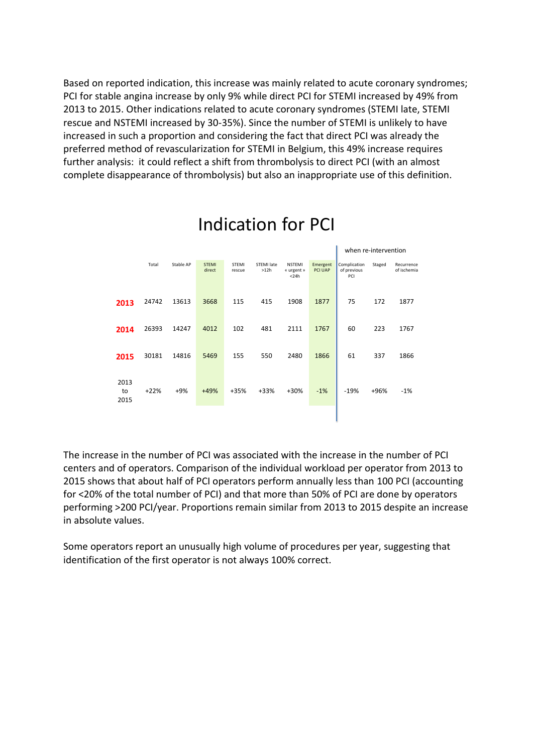Based on reported indication, this increase was mainly related to acute coronary syndromes; PCI for stable angina increase by only 9% while direct PCI for STEMI increased by 49% from 2013 to 2015. Other indications related to acute coronary syndromes (STEMI late, STEMI rescue and NSTEMI increased by 30-35%). Since the number of STEMI is unlikely to have increased in such a proportion and considering the fact that direct PCI was already the preferred method of revascularization for STEMI in Belgium, this 49% increase requires further analysis: it could reflect a shift from thrombolysis to direct PCI (with an almost complete disappearance of thrombolysis) but also an inappropriate use of this definition.

## Indication for PCI

| | | | | | | | | when re-intervention | | |
|---|---|---|---|---|---|---|---|---|---|---|
| | Total | Stable AP | STEMI direct | STEMI rescue | STEMI late >12h | NSTEMI « urgent » <24h | Emergent PCI UAP | Complication of previous PCI | Staged | Recurrence of ischemia |
| **2013** | 24742 | 13613 | 3668 | 115 | 415 | 1908 | 1877 | 75 | 172 | 1877 |
| **2014** | 26393 | 14247 | 4012 | 102 | 481 | 2111 | 1767 | 60 | 223 | 1767 |
| **2015** | 30181 | 14816 | 5469 | 155 | 550 | 2480 | 1866 | 61 | 337 | 1866 |
| 2013 to 2015 | +22% | +9% | +49% | +35% | +33% | +30% | -1% | -19% | +96% | -1% |

The increase in the number of PCI was associated with the increase in the number of PCI centers and of operators. Comparison of the individual workload per operator from 2013 to 2015 shows that about half of PCI operators perform annually less than 100 PCI (accounting for <20% of the total number of PCI) and that more than 50% of PCI are done by operators performing >200 PCI/year. Proportions remain similar from 2013 to 2015 despite an increase in absolute values.

Some operators report an unusually high volume of procedures per year, suggesting that identification of the first operator is not always 100% correct.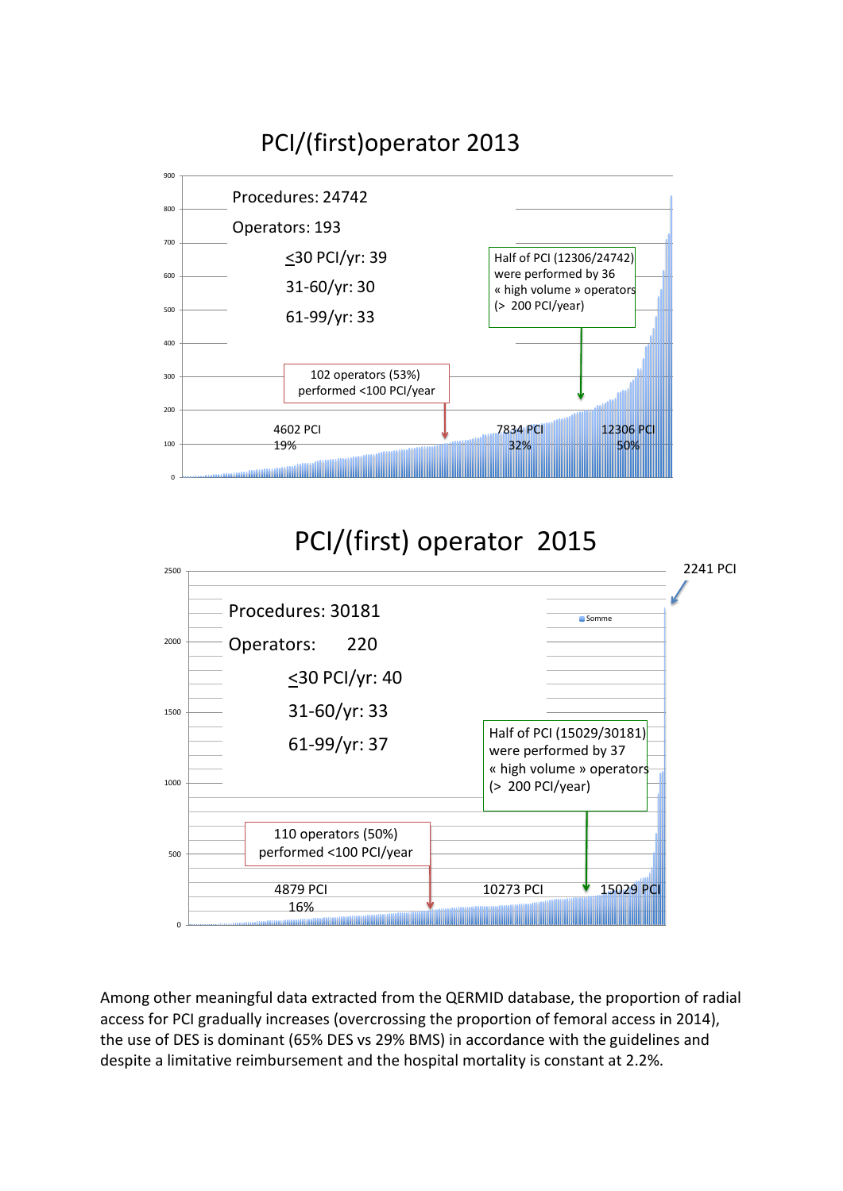## PCI/(first)operator 2013

Procedures: 24742

Operators: 193

≤30 PCI/yr: 39

31-60/yr: 30

61-99/yr: 33

Half of PCI (12306/24742) were performed by 36 « high volume » operators (> 200 PCI/year)

102 operators (53%) performed <100 PCI/year

4602 PCI 19%

7834 PCI 32%

12306 PCI 50%

## PCI/(first) operator 2015

2241 PCI

Procedures: 30181

Operators: 220

≤30 PCI/yr: 40

31-60/yr: 33

61-99/yr: 37

Half of PCI (15029/30181) were performed by 37 « high volume » operators (> 200 PCI/year)

110 operators (50%) performed <100 PCI/year

4879 PCI 16%

10273 PCI

15029 PCI

Among other meaningful data extracted from the QERMID database, the proportion of radial access for PCI gradually increases (overcrossing the proportion of femoral access in 2014), the use of DES is dominant (65% DES vs 29% BMS) in accordance with the guidelines and despite a limitative reimbursement and the hospital mortality is constant at 2.2%.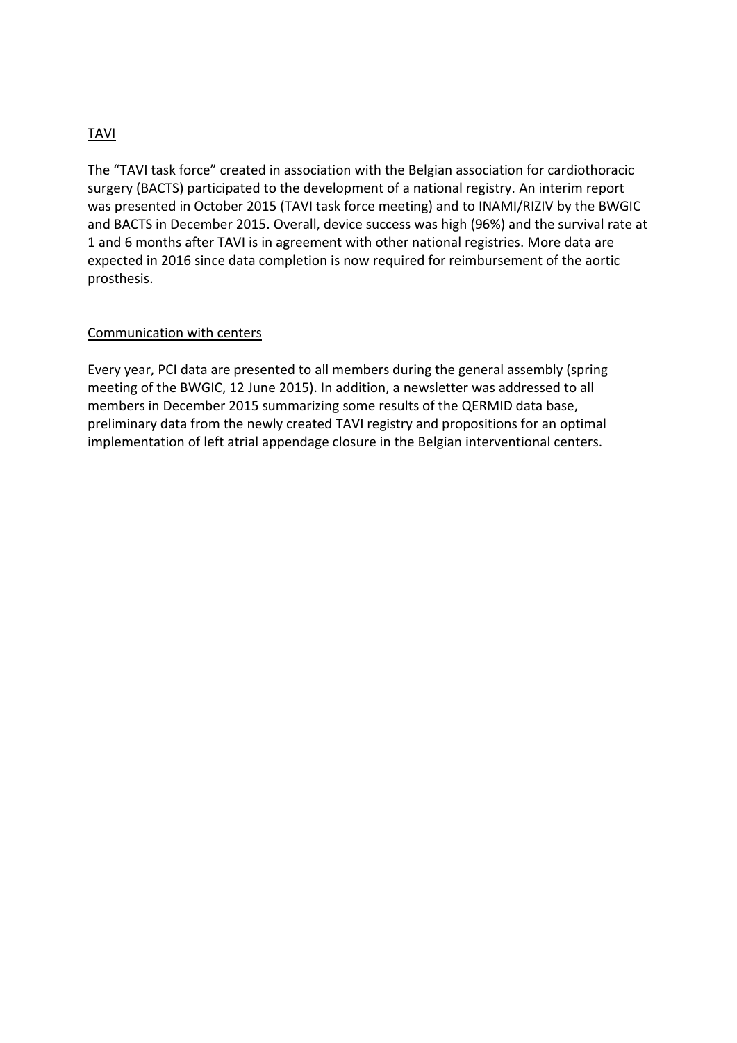## TAVI

The "TAVI task force" created in association with the Belgian association for cardiothoracic surgery (BACTS) participated to the development of a national registry. An interim report was presented in October 2015 (TAVI task force meeting) and to INAMI/RIZIV by the BWGIC and BACTS in December 2015. Overall, device success was high (96%) and the survival rate at 1 and 6 months after TAVI is in agreement with other national registries. More data are expected in 2016 since data completion is now required for reimbursement of the aortic prosthesis.

## Communication with centers

Every year, PCI data are presented to all members during the general assembly (spring meeting of the BWGIC, 12 June 2015). In addition, a newsletter was addressed to all members in December 2015 summarizing some results of the QERMID data base, preliminary data from the newly created TAVI registry and propositions for an optimal implementation of left atrial appendage closure in the Belgian interventional centers.